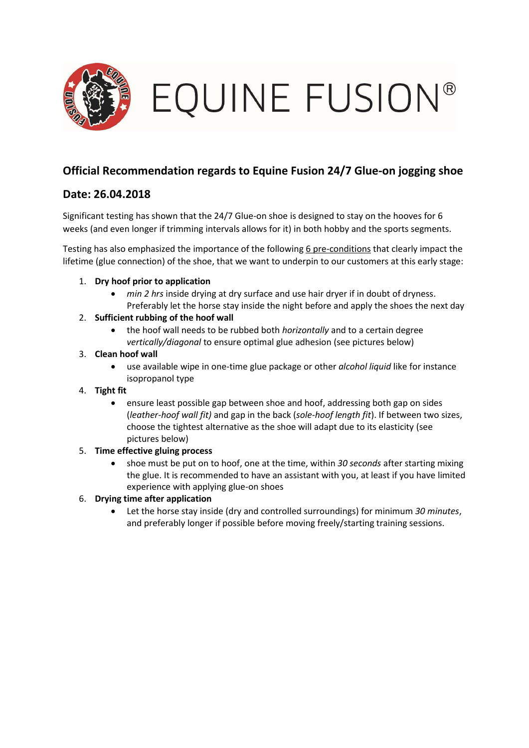# EQUINE FUSION®

## Official Recommendation regards to Equine Fusion 24/7 Glue-on jogging shoe

## Date: 26.04.2018

Significant testing has shown that the 24/7 Glue-on shoe is designed to stay on the hooves for 6 weeks (and even longer if trimming intervals allows for it) in both hobby and the sports segments.

Testing has also emphasized the importance of the following 6 pre-conditions that clearly impact the lifetime (glue connection) of the shoe, that we want to underpin to our customers at this early stage:

1. **Dry hoof prior to application**
   - *min 2 hrs* inside drying at dry surface and use hair dryer if in doubt of dryness. Preferably let the horse stay inside the night before and apply the shoes the next day
2. **Sufficient rubbing of the hoof wall**
   - the hoof wall needs to be rubbed both *horizontally* and to a certain degree *vertically/diagonal* to ensure optimal glue adhesion (see pictures below)
3. **Clean hoof wall**
   - use available wipe in one-time glue package or other *alcohol liquid* like for instance isopropanol type
4. **Tight fit**
   - ensure least possible gap between shoe and hoof, addressing both gap on sides (*leather-hoof wall fit)* and gap in the back (*sole-hoof length fit*). If between two sizes, choose the tightest alternative as the shoe will adapt due to its elasticity (see pictures below)
5. **Time effective gluing process**
   - shoe must be put on to hoof, one at the time, within *30 seconds* after starting mixing the glue. It is recommended to have an assistant with you, at least if you have limited experience with applying glue-on shoes
6. **Drying time after application**
   - Let the horse stay inside (dry and controlled surroundings) for minimum *30 minutes*, and preferably longer if possible before moving freely/starting training sessions.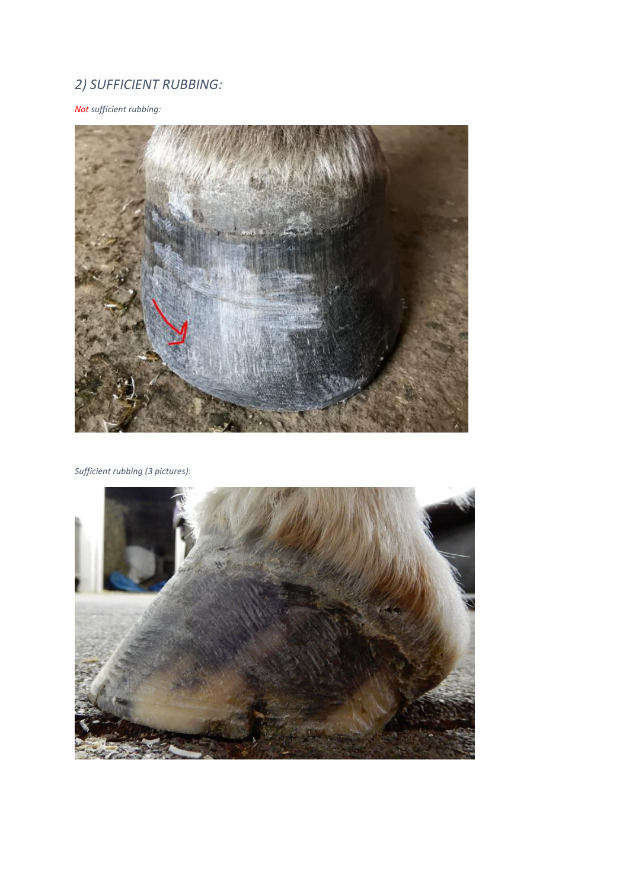## *2) SUFFICIENT RUBBING:*

*Not sufficient rubbing:*

*Sufficient rubbing (3 pictures):*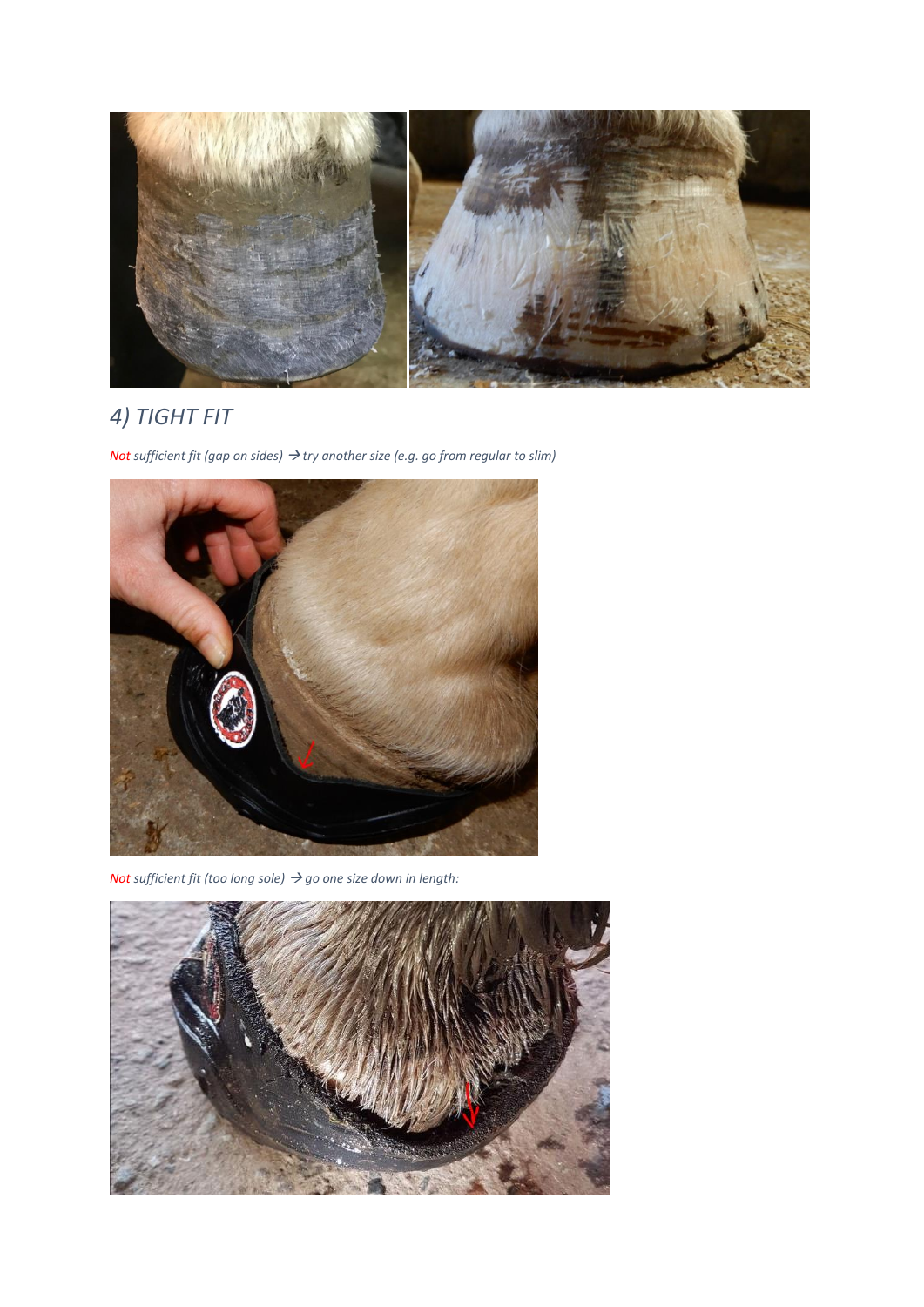## *4) TIGHT FIT*

*Not sufficient fit (gap on sides) → try another size (e.g. go from regular to slim)*

*Not sufficient fit (too long sole) → go one size down in length:*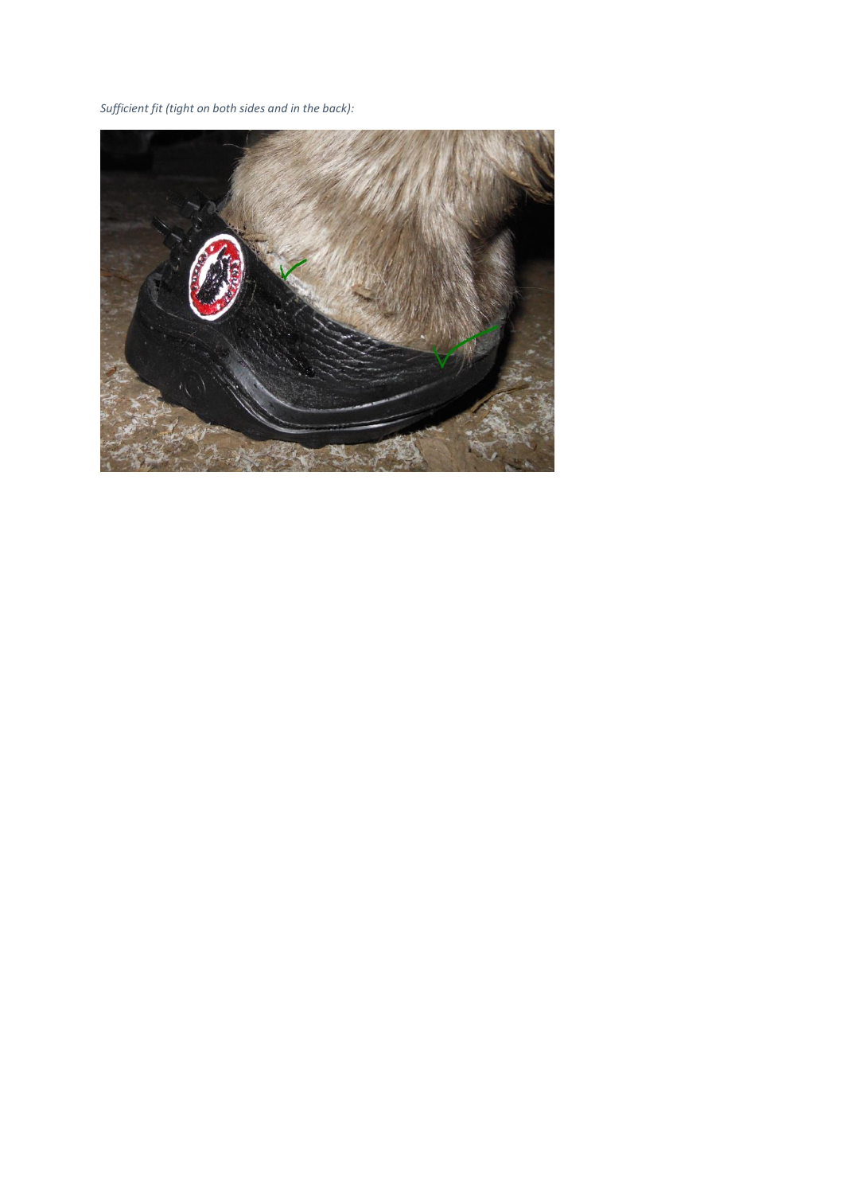*Sufficient fit (tight on both sides and in the back):*